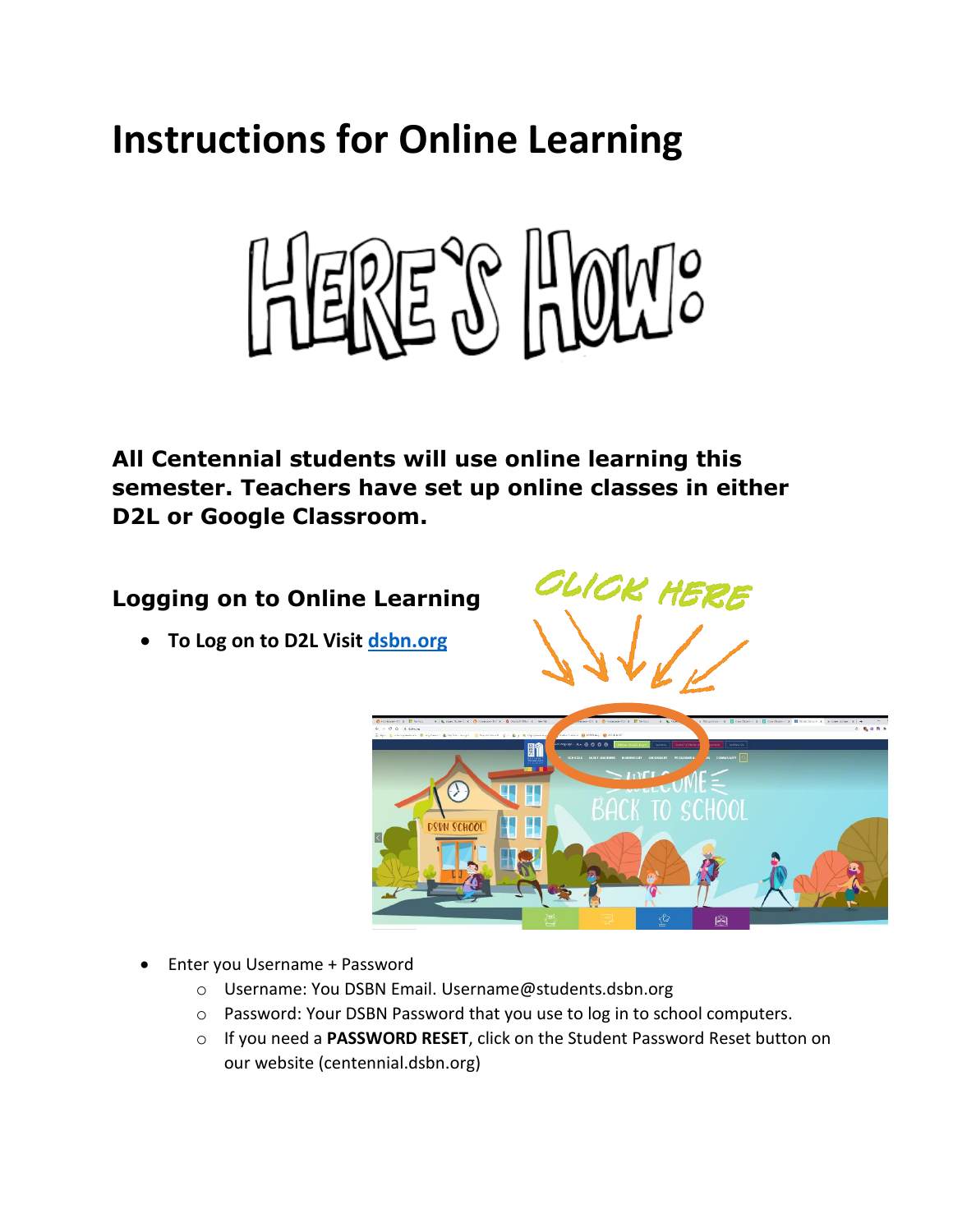# Instructions for Online Learning

HERE'S HOW:

**All Centennial students will use online learning this semester. Teachers have set up online classes in either D2L or Google Classroom.**

### Logging on to Online Learning

- **To Log on to D2L Visit dsbn.org**

CLICK HERE

- Enter you Username + Password
  - Username: You DSBN Email. Username@students.dsbn.org
  - Password: Your DSBN Password that you use to log in to school computers.
  - If you need a **PASSWORD RESET**, click on the Student Password Reset button on our website (centennial.dsbn.org)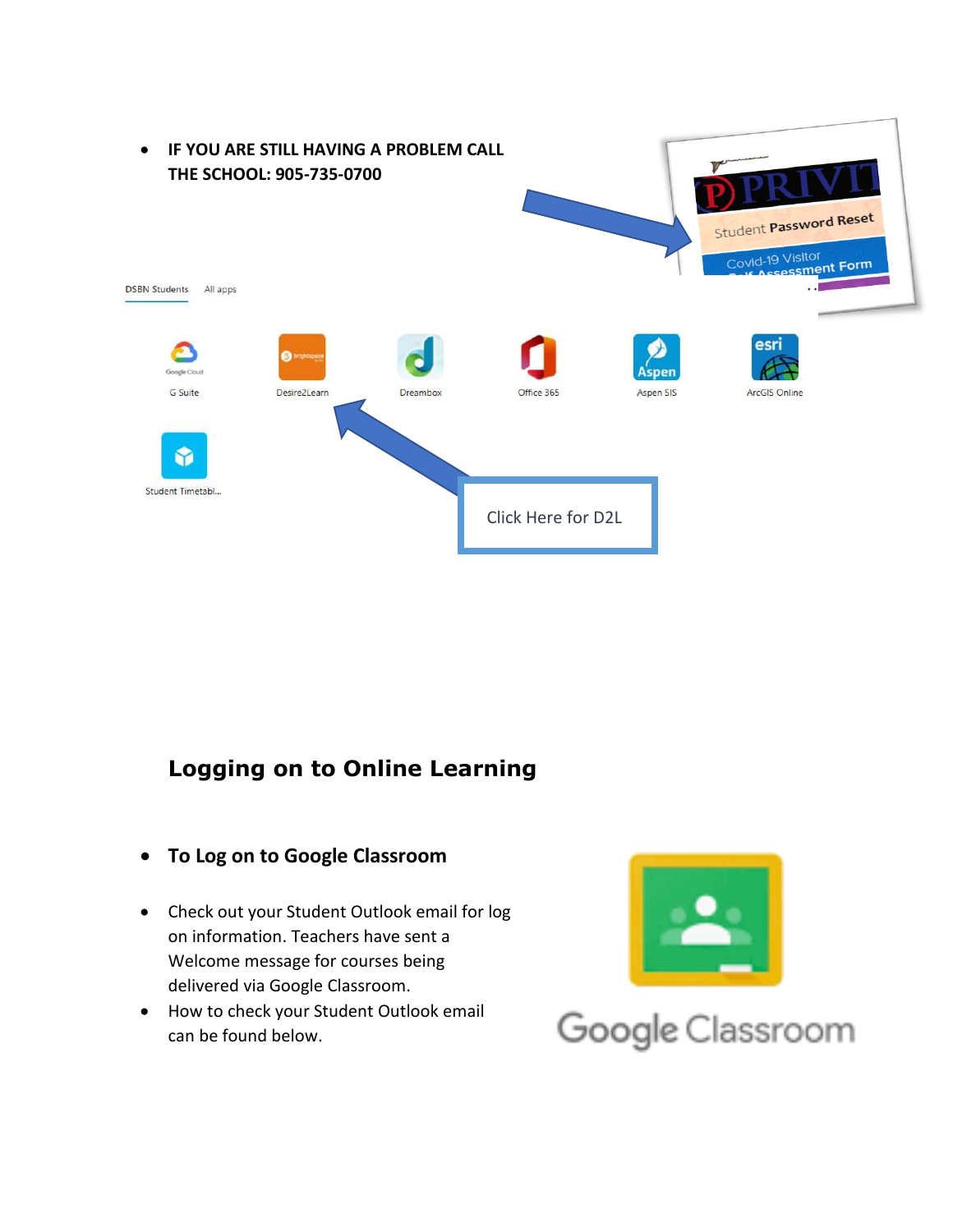- **IF YOU ARE STILL HAVING A PROBLEM CALL THE SCHOOL: 905-735-0700**

Click Here for D2L

## Logging on to Online Learning

- **To Log on to Google Classroom**

- Check out your Student Outlook email for log on information. Teachers have sent a Welcome message for courses being delivered via Google Classroom.
- How to check your Student Outlook email can be found below.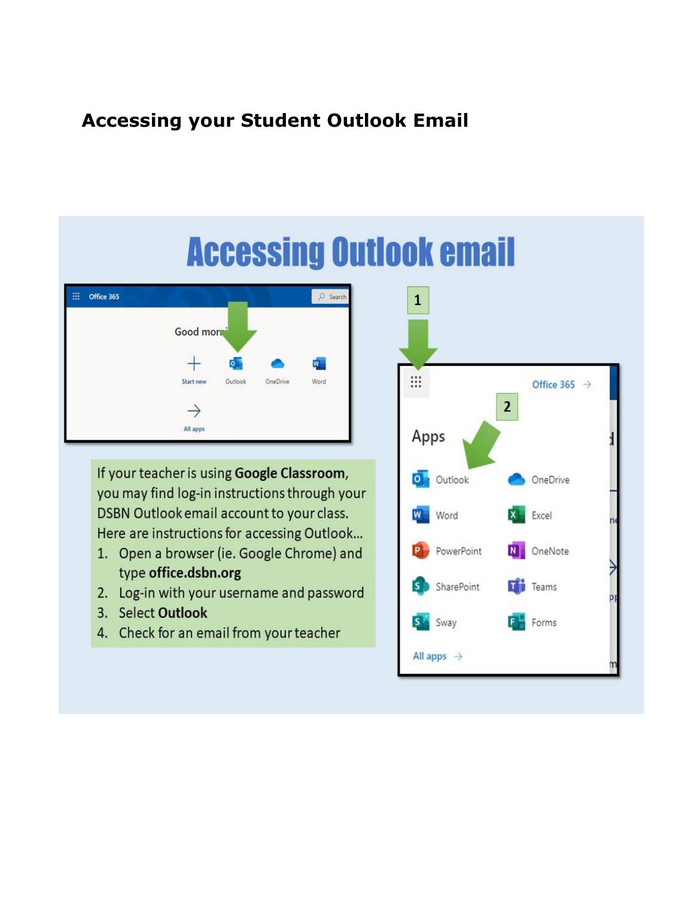## Accessing your Student Outlook Email

# Accessing Outlook email

If your teacher is using **Google Classroom**, you may find log-in instructions through your DSBN Outlook email account to your class. Here are instructions for accessing Outlook...

1. Open a browser (ie. Google Chrome) and type **office.dsbn.org**
2. Log-in with your username and password
3. Select **Outlook**
4. Check for an email from your teacher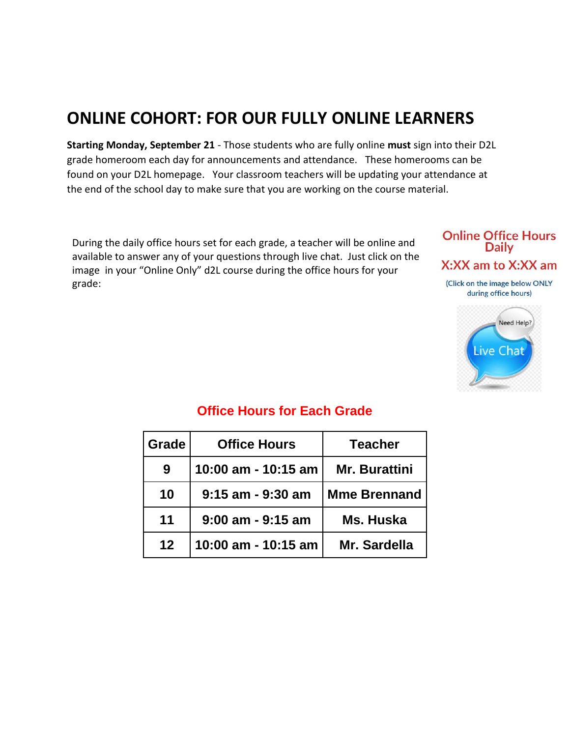# ONLINE COHORT: FOR OUR FULLY ONLINE LEARNERS

**Starting Monday, September 21** - Those students who are fully online **must** sign into their D2L grade homeroom each day for announcements and attendance. These homerooms can be found on your D2L homepage. Your classroom teachers will be updating your attendance at the end of the school day to make sure that you are working on the course material.

During the daily office hours set for each grade, a teacher will be online and available to answer any of your questions through live chat. Just click on the image in your "Online Only" d2L course during the office hours for your grade:

**Online Office Hours Daily**

**X:XX am to X:XX am**

(Click on the image below ONLY during office hours)

Need Help?

Live Chat

## Office Hours for Each Grade

| Grade | Office Hours | Teacher |
|---|---|---|
| 9 | 10:00 am - 10:15 am | Mr. Burattini |
| 10 | 9:15 am - 9:30 am | Mme Brennand |
| 11 | 9:00 am - 9:15 am | Ms. Huska |
| 12 | 10:00 am - 10:15 am | Mr. Sardella |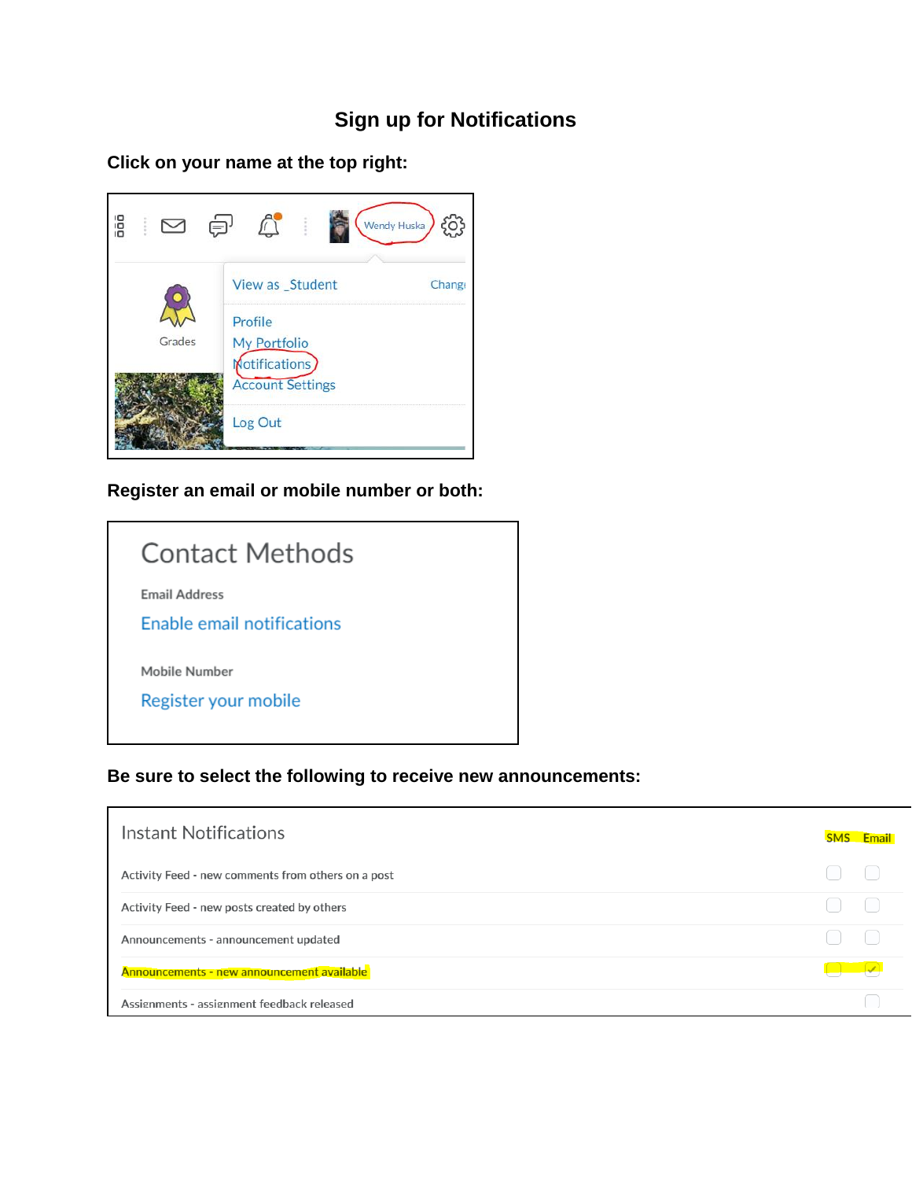# Sign up for Notifications

**Click on your name at the top right:**

Wendy Huska

View as _Student Change

Grades

Profile
My Portfolio
Notifications
Account Settings

Log Out

**Register an email or mobile number or both:**

## Contact Methods

Email Address

Enable email notifications

Mobile Number

Register your mobile

**Be sure to select the following to receive new announcements:**

| Instant Notifications | SMS | Email |
|---|---|---|
| Activity Feed - new comments from others on a post | ☐ | ☐ |
| Activity Feed - new posts created by others | ☐ | ☐ |
| Announcements - announcement updated | ☐ | ☐ |
| Announcements - new announcement available | ☐ | ☑ |
| Assignments - assignment feedback released | | ☐ |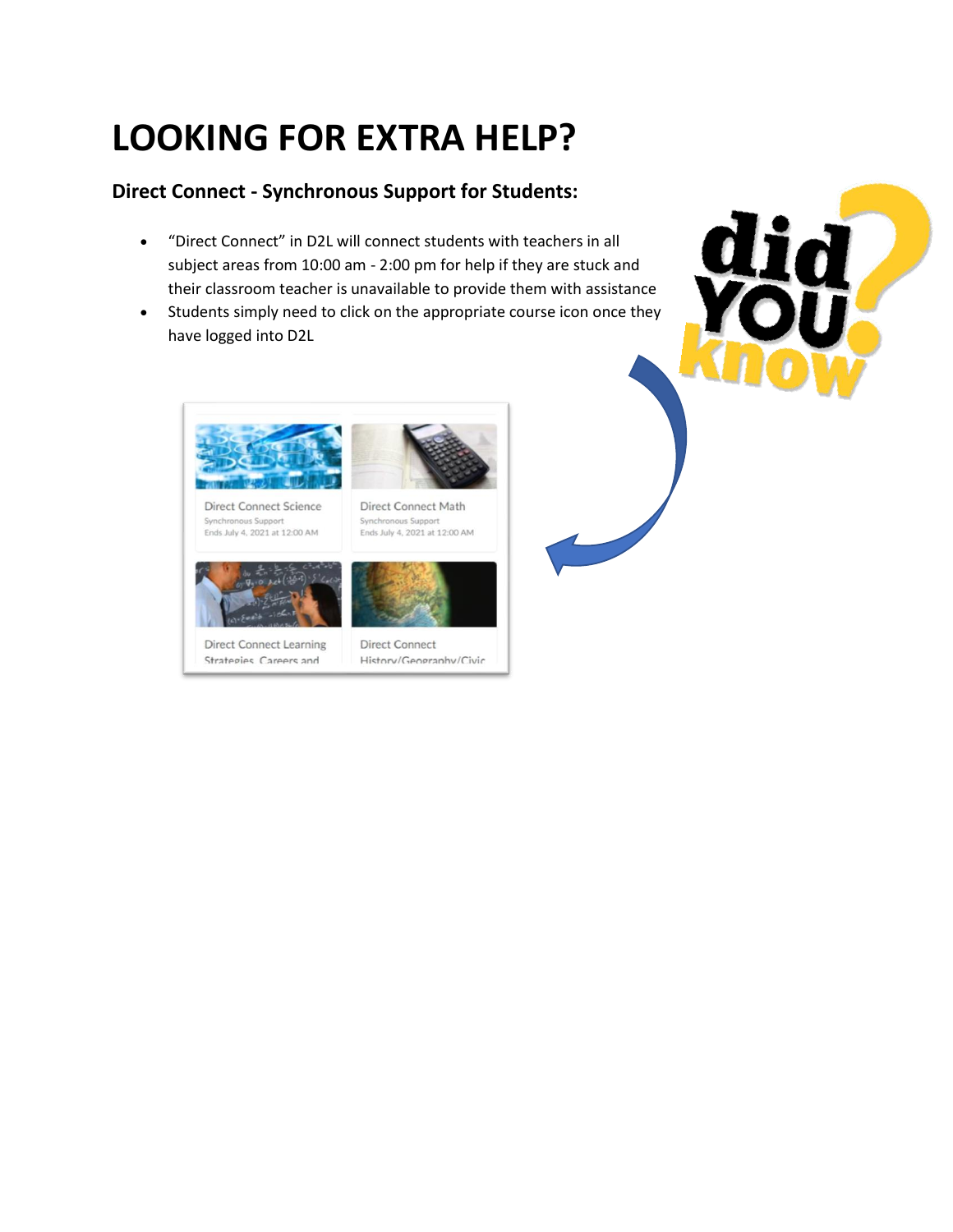# LOOKING FOR EXTRA HELP?

### Direct Connect - Synchronous Support for Students:

- "Direct Connect" in D2L will connect students with teachers in all subject areas from 10:00 am - 2:00 pm for help if they are stuck and their classroom teacher is unavailable to provide them with assistance
- Students simply need to click on the appropriate course icon once they have logged into D2L